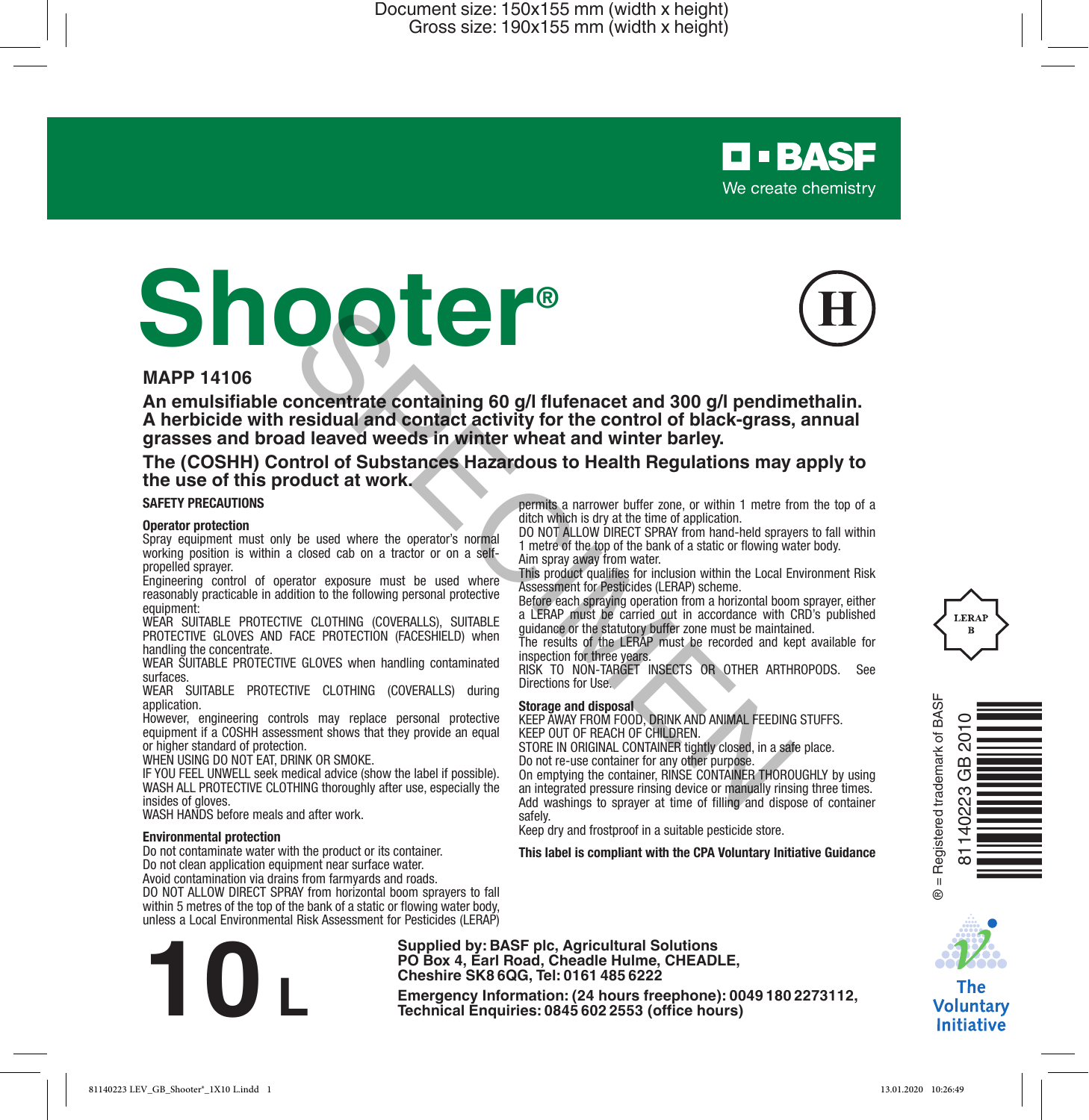Document size: 150x155 mm (width x height)
Gross size: 190x155 mm (width x height)

BASF
We create chemistry

# Shooter®

H

**MAPP 14106**

**An emulsifiable concentrate containing 60 g/l flufenacet and 300 g/l pendimethalin. A herbicide with residual and contact activity for the control of black-grass, annual grasses and broad leaved weeds in winter wheat and winter barley.**

**The (COSHH) Control of Substances Hazardous to Health Regulations may apply to the use of this product at work.**

## SAFETY PRECAUTIONS

### Operator protection

Spray equipment must only be used where the operator's normal working position is within a closed cab on a tractor or on a self-propelled sprayer.

Engineering control of operator exposure must be used where reasonably practicable in addition to the following personal protective equipment:

WEAR SUITABLE PROTECTIVE CLOTHING (COVERALLS), SUITABLE PROTECTIVE GLOVES AND FACE PROTECTION (FACESHIELD) when handling the concentrate.

WEAR SUITABLE PROTECTIVE GLOVES when handling contaminated surfaces.

WEAR SUITABLE PROTECTIVE CLOTHING (COVERALLS) during application.

However, engineering controls may replace personal protective equipment if a COSHH assessment shows that they provide an equal or higher standard of protection.

WHEN USING DO NOT EAT, DRINK OR SMOKE.

IF YOU FEEL UNWELL seek medical advice (show the label if possible).

WASH ALL PROTECTIVE CLOTHING thoroughly after use, especially the insides of gloves.

WASH HANDS before meals and after work.

### Environmental protection

Do not contaminate water with the product or its container.

Do not clean application equipment near surface water.

Avoid contamination via drains from farmyards and roads.

DO NOT ALLOW DIRECT SPRAY from horizontal boom sprayers to fall within 5 metres of the top of the bank of a static or flowing water body, unless a Local Environmental Risk Assessment for Pesticides (LERAP) permits a narrower buffer zone, or within 1 metre from the top of a ditch which is dry at the time of application.

DO NOT ALLOW DIRECT SPRAY from hand-held sprayers to fall within 1 metre of the top of the bank of a static or flowing water body.

Aim spray away from water.

This product qualifies for inclusion within the Local Environment Risk Assessment for Pesticides (LERAP) scheme.

Before each spraying operation from a horizontal boom sprayer, either a LERAP must be carried out in accordance with CRD's published guidance or the statutory buffer zone must be maintained.

The results of the LERAP must be recorded and kept available for inspection for three years.

RISK TO NON-TARGET INSECTS OR OTHER ARTHROPODS. See Directions for Use.

### Storage and disposal

KEEP AWAY FROM FOOD, DRINK AND ANIMAL FEEDING STUFFS.

KEEP OUT OF REACH OF CHILDREN.

STORE IN ORIGINAL CONTAINER tightly closed, in a safe place.

Do not re-use container for any other purpose.

On emptying the container, RINSE CONTAINER THOROUGHLY by using an integrated pressure rinsing device or manually rinsing three times. Add washings to sprayer at time of filling and dispose of container safely.

Keep dry and frostproof in a suitable pesticide store.

**This label is compliant with the CPA Voluntary Initiative Guidance**

LERAP B

® = Registered trademark of BASF

81140223 GB 2010

The Voluntary Initiative

# 10 L

**Supplied by: BASF plc, Agricultural Solutions**
**PO Box 4, Earl Road, Cheadle Hulme, CHEADLE, Cheshire SK8 6QG, Tel: 0161 485 6222**

**Emergency Information: (24 hours freephone): 0049 180 2273112, Technical Enquiries: 0845 602 2553 (office hours)**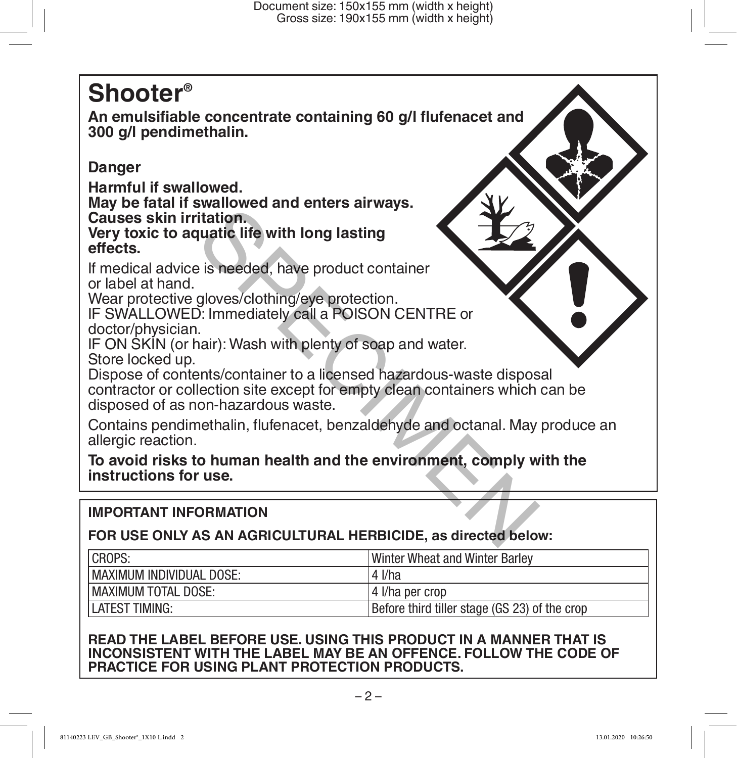# Shooter®

**An emulsifiable concentrate containing 60 g/l flufenacet and 300 g/l pendimethalin.**

**Danger**

**Harmful if swallowed.**
**May be fatal if swallowed and enters airways.**
**Causes skin irritation.**
**Very toxic to aquatic life with long lasting effects.**

If medical advice is needed, have product container or label at hand.
Wear protective gloves/clothing/eye protection.
IF SWALLOWED: Immediately call a POISON CENTRE or doctor/physician.
IF ON SKIN (or hair): Wash with plenty of soap and water.
Store locked up.
Dispose of contents/container to a licensed hazardous-waste disposal contractor or collection site except for empty clean containers which can be disposed of as non-hazardous waste.

Contains pendimethalin, flufenacet, benzaldehyde and octanal. May produce an allergic reaction.

**To avoid risks to human health and the environment, comply with the instructions for use.**

**IMPORTANT INFORMATION**

**FOR USE ONLY AS AN AGRICULTURAL HERBICIDE, as directed below:**

| CROPS: | Winter Wheat and Winter Barley |
|---|---|
| MAXIMUM INDIVIDUAL DOSE: | 4 l/ha |
| MAXIMUM TOTAL DOSE: | 4 l/ha per crop |
| LATEST TIMING: | Before third tiller stage (GS 23) of the crop |

**READ THE LABEL BEFORE USE. USING THIS PRODUCT IN A MANNER THAT IS INCONSISTENT WITH THE LABEL MAY BE AN OFFENCE. FOLLOW THE CODE OF PRACTICE FOR USING PLANT PROTECTION PRODUCTS.**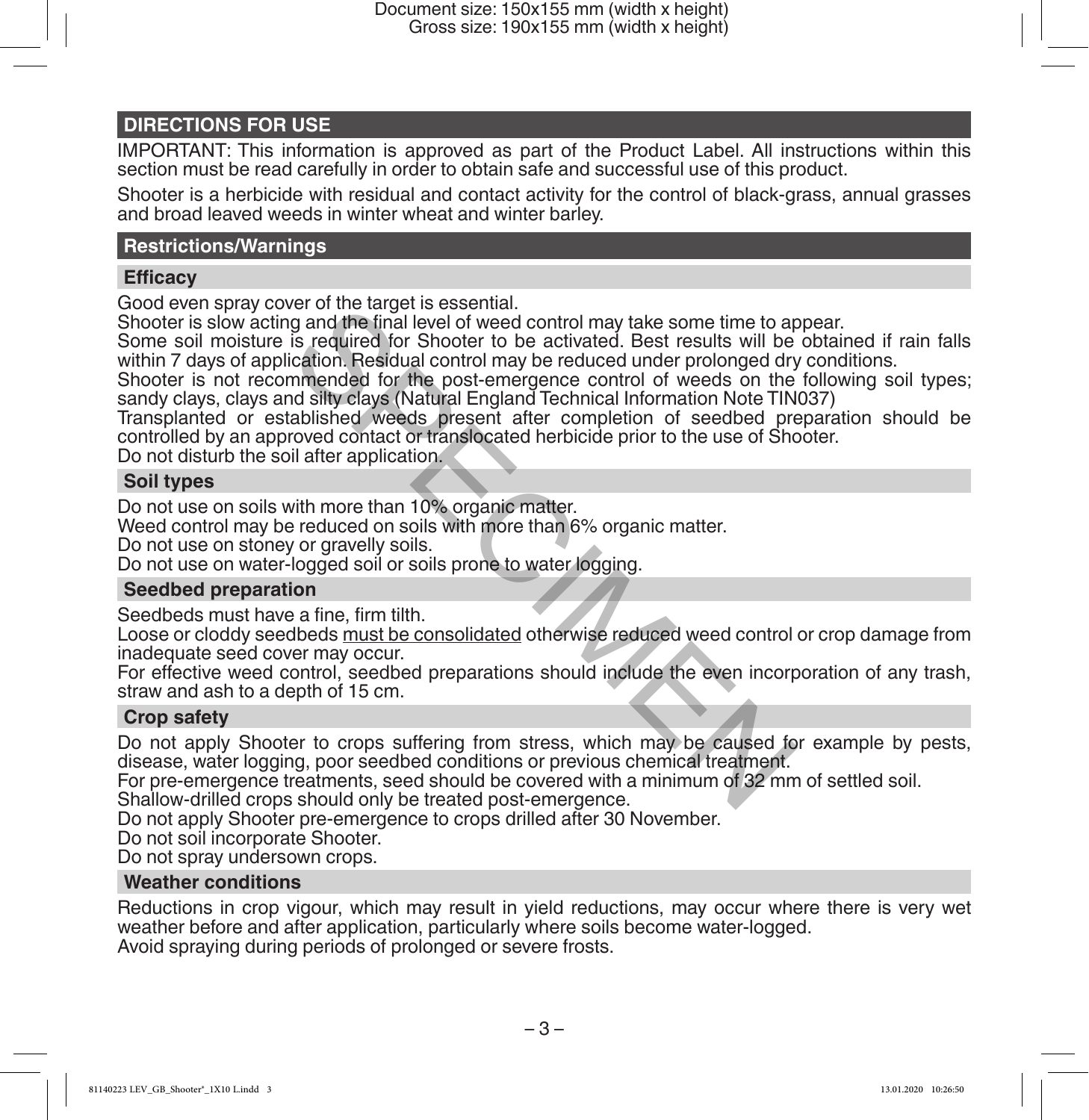## DIRECTIONS FOR USE

IMPORTANT: This information is approved as part of the Product Label. All instructions within this section must be read carefully in order to obtain safe and successful use of this product.

Shooter is a herbicide with residual and contact activity for the control of black-grass, annual grasses and broad leaved weeds in winter wheat and winter barley.

### Restrictions/Warnings

#### Efficacy

Good even spray cover of the target is essential.
Shooter is slow acting and the final level of weed control may take some time to appear.
Some soil moisture is required for Shooter to be activated. Best results will be obtained if rain falls within 7 days of application. Residual control may be reduced under prolonged dry conditions.
Shooter is not recommended for the post-emergence control of weeds on the following soil types; sandy clays, clays and silty clays (Natural England Technical Information Note TIN037)
Transplanted or established weeds present after completion of seedbed preparation should be controlled by an approved contact or translocated herbicide prior to the use of Shooter.
Do not disturb the soil after application.

#### Soil types

Do not use on soils with more than 10% organic matter.
Weed control may be reduced on soils with more than 6% organic matter.
Do not use on stoney or gravelly soils.
Do not use on water-logged soil or soils prone to water logging.

#### Seedbed preparation

Seedbeds must have a fine, firm tilth.
Loose or cloddy seedbeds must be consolidated otherwise reduced weed control or crop damage from inadequate seed cover may occur.
For effective weed control, seedbed preparations should include the even incorporation of any trash, straw and ash to a depth of 15 cm.

#### Crop safety

Do not apply Shooter to crops suffering from stress, which may be caused for example by pests, disease, water logging, poor seedbed conditions or previous chemical treatment.
For pre-emergence treatments, seed should be covered with a minimum of 32 mm of settled soil.
Shallow-drilled crops should only be treated post-emergence.
Do not apply Shooter pre-emergence to crops drilled after 30 November.
Do not soil incorporate Shooter.
Do not spray undersown crops.

#### Weather conditions

Reductions in crop vigour, which may result in yield reductions, may occur where there is very wet weather before and after application, particularly where soils become water-logged.
Avoid spraying during periods of prolonged or severe frosts.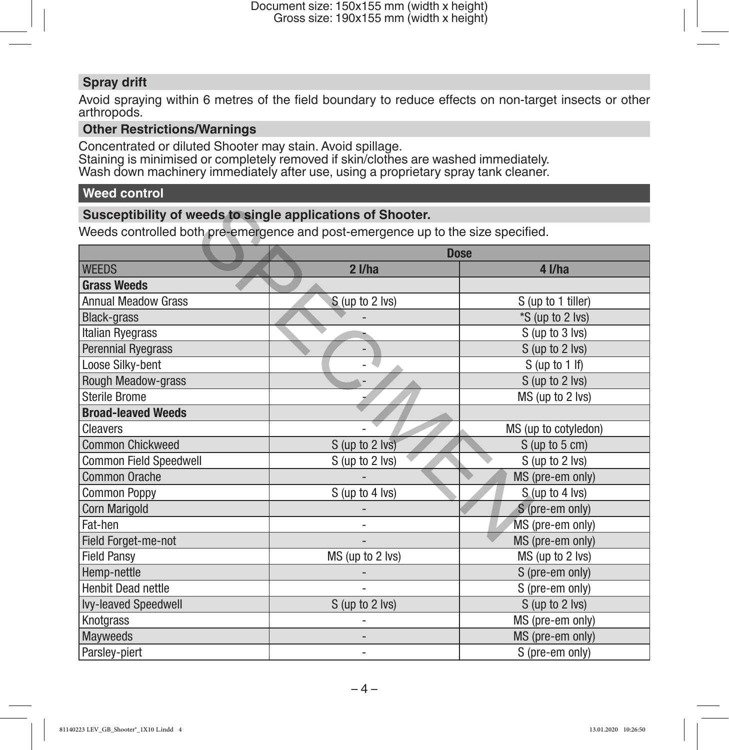## Spray drift

Avoid spraying within 6 metres of the field boundary to reduce effects on non-target insects or other arthropods.

## Other Restrictions/Warnings

Concentrated or diluted Shooter may stain. Avoid spillage.
Staining is minimised or completely removed if skin/clothes are washed immediately.
Wash down machinery immediately after use, using a proprietary spray tank cleaner.

# Weed control

## Susceptibility of weeds to single applications of Shooter.

Weeds controlled both pre-emergence and post-emergence up to the size specified.

| | Dose | |
|---|---|---|
| WEEDS | 2 l/ha | 4 l/ha |
| **Grass Weeds** | | |
| Annual Meadow Grass | S (up to 2 lvs) | S (up to 1 tiller) |
| Black-grass | - | *S (up to 2 lvs) |
| Italian Ryegrass | - | S (up to 3 lvs) |
| Perennial Ryegrass | - | S (up to 2 lvs) |
| Loose Silky-bent | - | S (up to 1 lf) |
| Rough Meadow-grass | - | S (up to 2 lvs) |
| Sterile Brome | - | MS (up to 2 lvs) |
| **Broad-leaved Weeds** | | |
| Cleavers | - | MS (up to cotyledon) |
| Common Chickweed | S (up to 2 lvs) | S (up to 5 cm) |
| Common Field Speedwell | S (up to 2 lvs) | S (up to 2 lvs) |
| Common Orache | - | MS (pre-em only) |
| Common Poppy | S (up to 4 lvs) | S (up to 4 lvs) |
| Corn Marigold | - | S (pre-em only) |
| Fat-hen | - | MS (pre-em only) |
| Field Forget-me-not | - | MS (pre-em only) |
| Field Pansy | MS (up to 2 lvs) | MS (up to 2 lvs) |
| Hemp-nettle | - | S (pre-em only) |
| Henbit Dead nettle | - | S (pre-em only) |
| Ivy-leaved Speedwell | S (up to 2 lvs) | S (up to 2 lvs) |
| Knotgrass | - | MS (pre-em only) |
| Mayweeds | - | MS (pre-em only) |
| Parsley-piert | - | S (pre-em only) |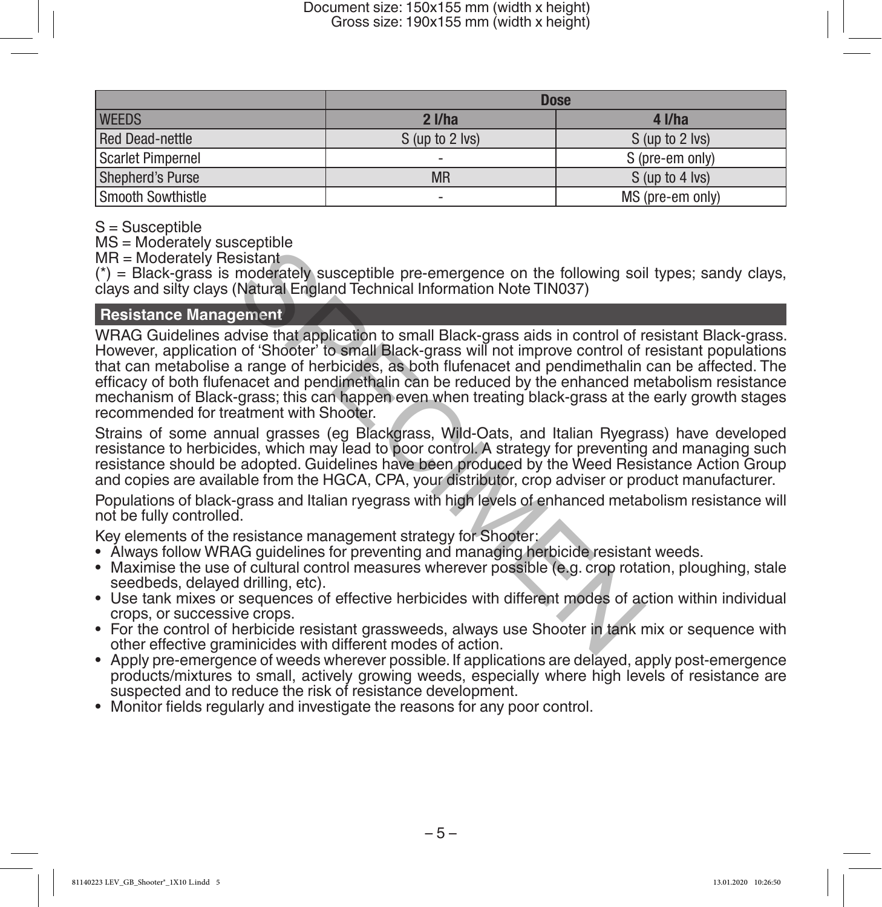| | Dose | |
|---|---|---|
| WEEDS | 2 l/ha | 4 l/ha |
| Red Dead-nettle | S (up to 2 lvs) | S (up to 2 lvs) |
| Scarlet Pimpernel | - | S (pre-em only) |
| Shepherd's Purse | MR | S (up to 4 lvs) |
| Smooth Sowthistle | - | MS (pre-em only) |

S = Susceptible
MS = Moderately susceptible
MR = Moderately Resistant
(*) = Black-grass is moderately susceptible pre-emergence on the following soil types; sandy clays, clays and silty clays (Natural England Technical Information Note TIN037)

## Resistance Management

WRAG Guidelines advise that application to small Black-grass aids in control of resistant Black-grass. However, application of 'Shooter' to small Black-grass will not improve control of resistant populations that can metabolise a range of herbicides, as both flufenacet and pendimethalin can be affected. The efficacy of both flufenacet and pendimethalin can be reduced by the enhanced metabolism resistance mechanism of Black-grass; this can happen even when treating black-grass at the early growth stages recommended for treatment with Shooter.

Strains of some annual grasses (eg Blackgrass, Wild-Oats, and Italian Ryegrass) have developed resistance to herbicides, which may lead to poor control. A strategy for preventing and managing such resistance should be adopted. Guidelines have been produced by the Weed Resistance Action Group and copies are available from the HGCA, CPA, your distributor, crop adviser or product manufacturer.

Populations of black-grass and Italian ryegrass with high levels of enhanced metabolism resistance will not be fully controlled.

Key elements of the resistance management strategy for Shooter:

- Always follow WRAG guidelines for preventing and managing herbicide resistant weeds.
- Maximise the use of cultural control measures wherever possible (e.g. crop rotation, ploughing, stale seedbeds, delayed drilling, etc).
- Use tank mixes or sequences of effective herbicides with different modes of action within individual crops, or successive crops.
- For the control of herbicide resistant grassweeds, always use Shooter in tank mix or sequence with other effective graminicides with different modes of action.
- Apply pre-emergence of weeds wherever possible. If applications are delayed, apply post-emergence products/mixtures to small, actively growing weeds, especially where high levels of resistance are suspected and to reduce the risk of resistance development.
- Monitor fields regularly and investigate the reasons for any poor control.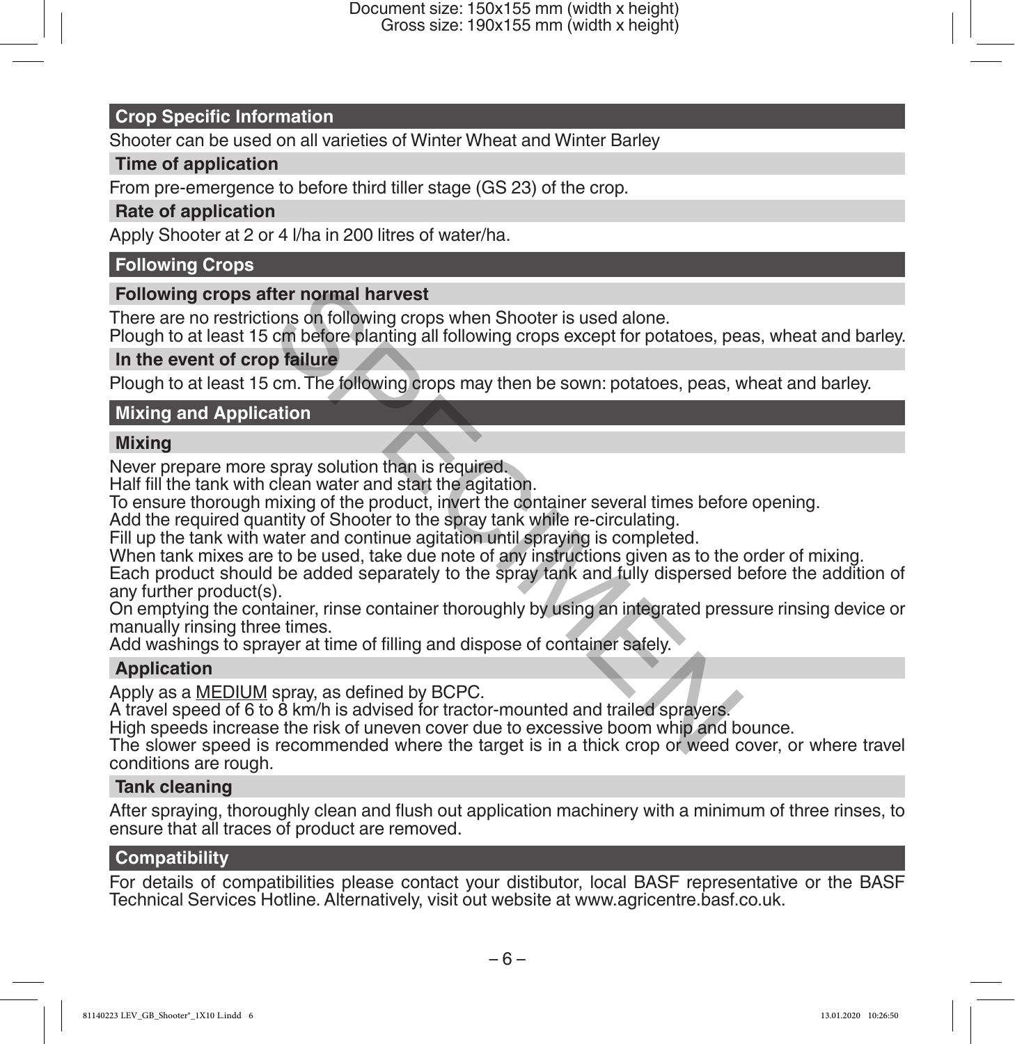## Crop Specific Information

Shooter can be used on all varieties of Winter Wheat and Winter Barley

### Time of application

From pre-emergence to before third tiller stage (GS 23) of the crop.

### Rate of application

Apply Shooter at 2 or 4 l/ha in 200 litres of water/ha.

## Following Crops

### Following crops after normal harvest

There are no restrictions on following crops when Shooter is used alone.
Plough to at least 15 cm before planting all following crops except for potatoes, peas, wheat and barley.

### In the event of crop failure

Plough to at least 15 cm. The following crops may then be sown: potatoes, peas, wheat and barley.

## Mixing and Application

### Mixing

Never prepare more spray solution than is required.
Half fill the tank with clean water and start the agitation.
To ensure thorough mixing of the product, invert the container several times before opening.
Add the required quantity of Shooter to the spray tank while re-circulating.
Fill up the tank with water and continue agitation until spraying is completed.
When tank mixes are to be used, take due note of any instructions given as to the order of mixing.
Each product should be added separately to the spray tank and fully dispersed before the addition of any further product(s).
On emptying the container, rinse container thoroughly by using an integrated pressure rinsing device or manually rinsing three times.
Add washings to sprayer at time of filling and dispose of container safely.

### Application

Apply as a MEDIUM spray, as defined by BCPC.
A travel speed of 6 to 8 km/h is advised for tractor-mounted and trailed sprayers.
High speeds increase the risk of uneven cover due to excessive boom whip and bounce.
The slower speed is recommended where the target is in a thick crop or weed cover, or where travel conditions are rough.

### Tank cleaning

After spraying, thoroughly clean and flush out application machinery with a minimum of three rinses, to ensure that all traces of product are removed.

## Compatibility

For details of compatibilities please contact your distibutor, local BASF representative or the BASF Technical Services Hotline. Alternatively, visit out website at www.agricentre.basf.co.uk.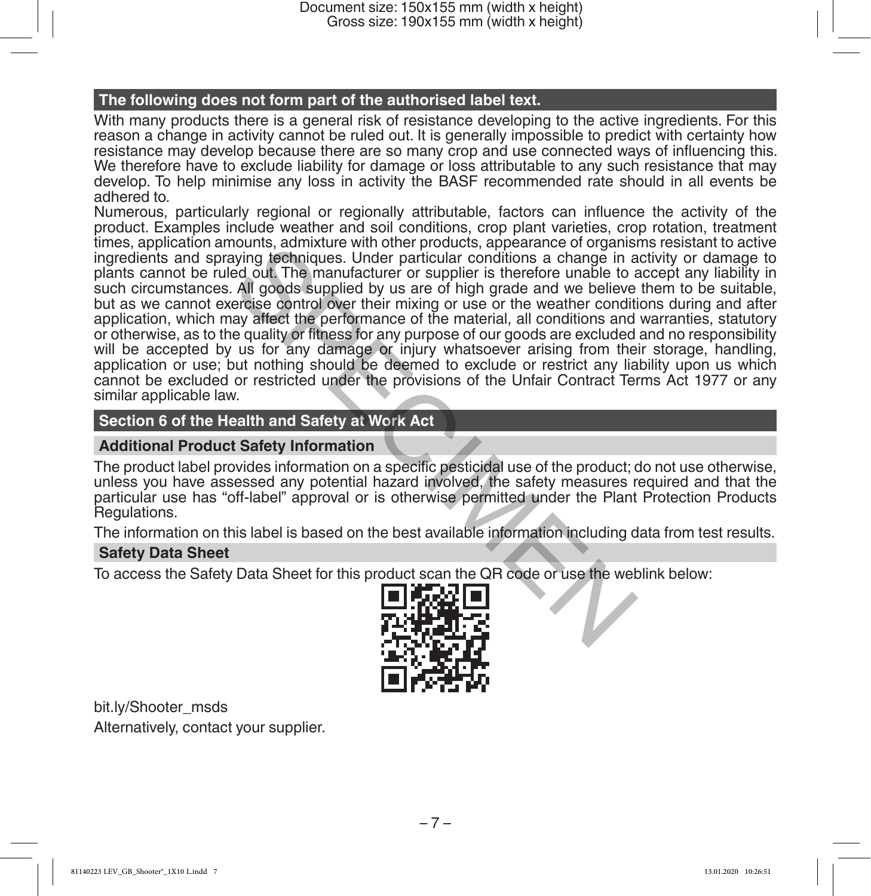## The following does not form part of the authorised label text.

With many products there is a general risk of resistance developing to the active ingredients. For this reason a change in activity cannot be ruled out. It is generally impossible to predict with certainty how resistance may develop because there are so many crop and use connected ways of influencing this. We therefore have to exclude liability for damage or loss attributable to any such resistance that may develop. To help minimise any loss in activity the BASF recommended rate should in all events be adhered to.

Numerous, particularly regional or regionally attributable, factors can influence the activity of the product. Examples include weather and soil conditions, crop plant varieties, crop rotation, treatment times, application amounts, admixture with other products, appearance of organisms resistant to active ingredients and spraying techniques. Under particular conditions a change in activity or damage to plants cannot be ruled out. The manufacturer or supplier is therefore unable to accept any liability in such circumstances. All goods supplied by us are of high grade and we believe them to be suitable, but as we cannot exercise control over their mixing or use or the weather conditions during and after application, which may affect the performance of the material, all conditions and warranties, statutory or otherwise, as to the quality or fitness for any purpose of our goods are excluded and no responsibility will be accepted by us for any damage or injury whatsoever arising from their storage, handling, application or use; but nothing should be deemed to exclude or restrict any liability upon us which cannot be excluded or restricted under the provisions of the Unfair Contract Terms Act 1977 or any similar applicable law.

## Section 6 of the Health and Safety at Work Act

### Additional Product Safety Information

The product label provides information on a specific pesticidal use of the product; do not use otherwise, unless you have assessed any potential hazard involved, the safety measures required and that the particular use has "off-label" approval or is otherwise permitted under the Plant Protection Products Regulations.

The information on this label is based on the best available information including data from test results.

### Safety Data Sheet

To access the Safety Data Sheet for this product scan the QR code or use the weblink below:

bit.ly/Shooter_msds

Alternatively, contact your supplier.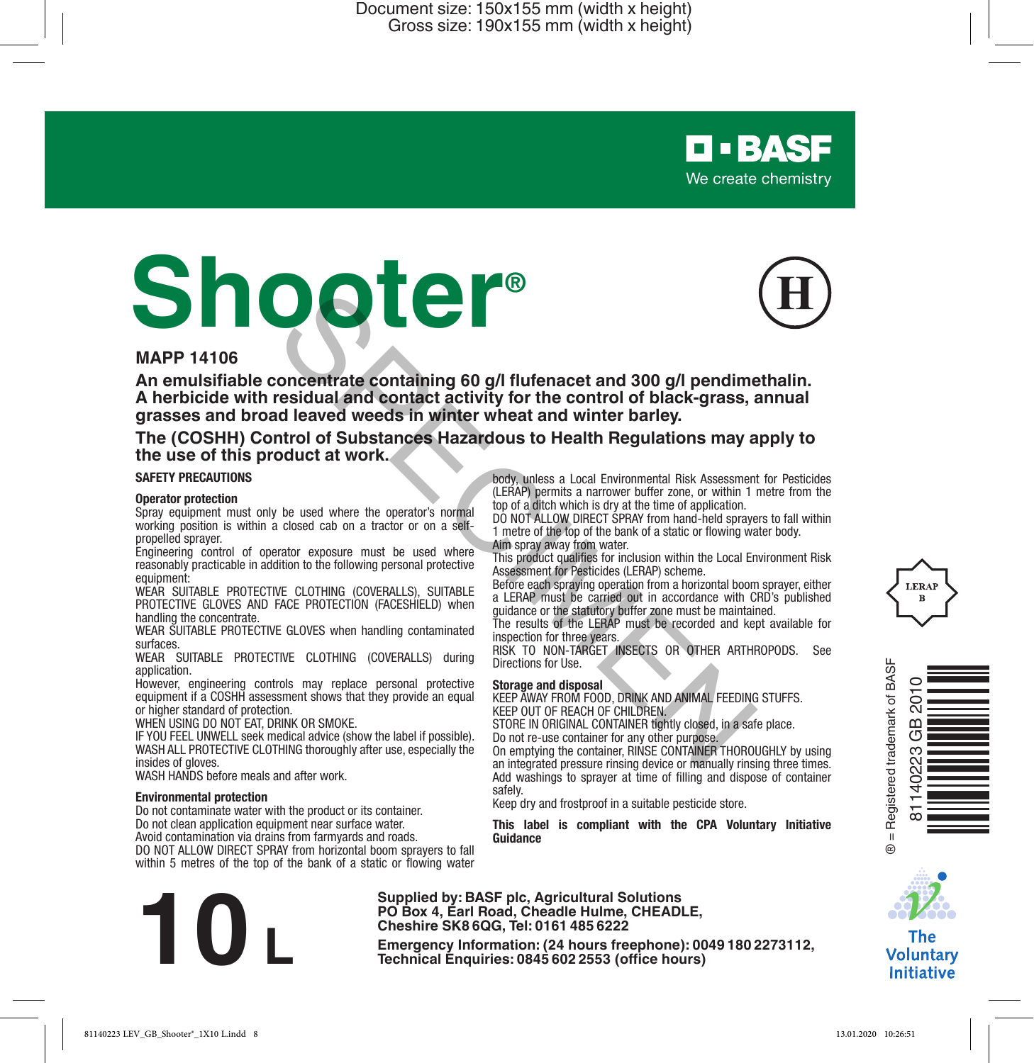Document size: 150x155 mm (width x height)
Gross size: 190x155 mm (width x height)

BASF
We create chemistry

# Shooter®

H

**MAPP 14106**

**An emulsifiable concentrate containing 60 g/l flufenacet and 300 g/l pendimethalin. A herbicide with residual and contact activity for the control of black-grass, annual grasses and broad leaved weeds in winter wheat and winter barley.**

**The (COSHH) Control of Substances Hazardous to Health Regulations may apply to the use of this product at work.**

SPECIMEN

## SAFETY PRECAUTIONS

### Operator protection

Spray equipment must only be used where the operator's normal working position is within a closed cab on a tractor or on a self-propelled sprayer.

Engineering control of operator exposure must be used where reasonably practicable in addition to the following personal protective equipment:

WEAR SUITABLE PROTECTIVE CLOTHING (COVERALLS), SUITABLE PROTECTIVE GLOVES AND FACE PROTECTION (FACESHIELD) when handling the concentrate.

WEAR SUITABLE PROTECTIVE GLOVES when handling contaminated surfaces.

WEAR SUITABLE PROTECTIVE CLOTHING (COVERALLS) during application.

However, engineering controls may replace personal protective equipment if a COSHH assessment shows that they provide an equal or higher standard of protection.

WHEN USING DO NOT EAT, DRINK OR SMOKE.

IF YOU FEEL UNWELL seek medical advice (show the label if possible).

WASH ALL PROTECTIVE CLOTHING thoroughly after use, especially the insides of gloves.

WASH HANDS before meals and after work.

### Environmental protection

Do not contaminate water with the product or its container.

Do not clean application equipment near surface water.

Avoid contamination via drains from farmyards and roads.

DO NOT ALLOW DIRECT SPRAY from horizontal boom sprayers to fall within 5 metres of the top of the bank of a static or flowing water body, unless a Local Environmental Risk Assessment for Pesticides (LERAP) permits a narrower buffer zone, or within 1 metre from the top of a ditch which is dry at the time of application.

DO NOT ALLOW DIRECT SPRAY from hand-held sprayers to fall within 1 metre of the top of the bank of a static or flowing water body.

Aim spray away from water.

This product qualifies for inclusion within the Local Environment Risk Assessment for Pesticides (LERAP) scheme.

Before each spraying operation from a horizontal boom sprayer, either a LERAP must be carried out in accordance with CRD's published guidance or the statutory buffer zone must be maintained.

The results of the LERAP must be recorded and kept available for inspection for three years.

RISK TO NON-TARGET INSECTS OR OTHER ARTHROPODS. See Directions for Use.

### Storage and disposal

KEEP AWAY FROM FOOD, DRINK AND ANIMAL FEEDING STUFFS.

KEEP OUT OF REACH OF CHILDREN.

STORE IN ORIGINAL CONTAINER tightly closed, in a safe place.

Do not re-use container for any other purpose.

On emptying the container, RINSE CONTAINER THOROUGHLY by using an integrated pressure rinsing device or manually rinsing three times. Add washings to sprayer at time of filling and dispose of container safely.

Keep dry and frostproof in a suitable pesticide store.

**This label is compliant with the CPA Voluntary Initiative Guidance**

LERAP B

® = Registered trademark of BASF

81140223 GB 2010

The Voluntary Initiative

# 10 L

**Supplied by: BASF plc, Agricultural Solutions**
**PO Box 4, Earl Road, Cheadle Hulme, CHEADLE, Cheshire SK8 6QG, Tel: 0161 485 6222**

**Emergency Information: (24 hours freephone): 0049 180 2273112,**
**Technical Enquiries: 0845 602 2553 (office hours)**

81140223 LEV_GB_Shooter®_1X10 L.indd 8 13.01.2020 10:26:51